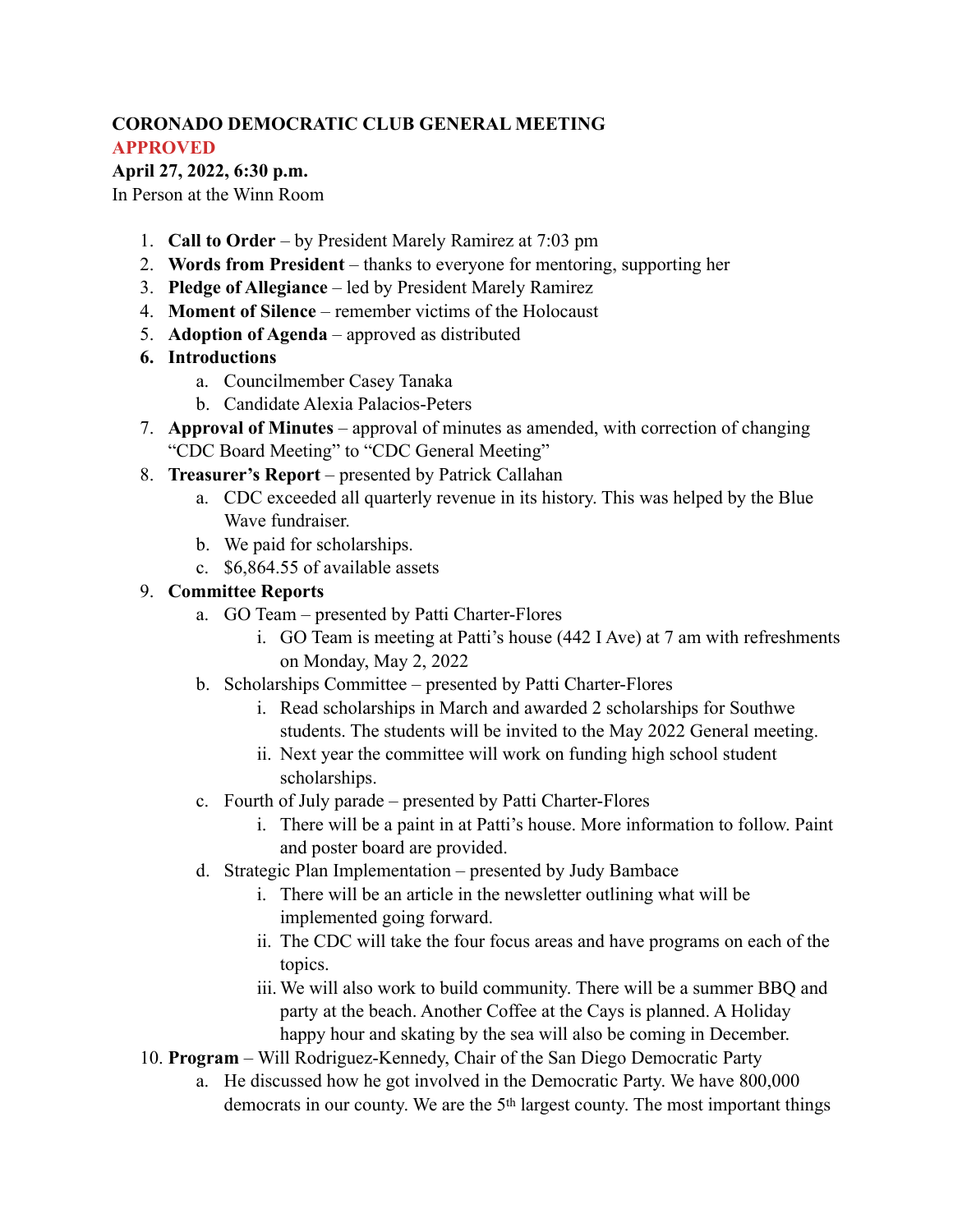**CORONADO DEMOCRATIC CLUB GENERAL MEETING**

APPROVED

**April 27, 2022, 6:30 p.m.**

In Person at the Winn Room

1. **Call to Order** – by President Marely Ramirez at 7:03 pm
2. **Words from President** – thanks to everyone for mentoring, supporting her
3. **Pledge of Allegiance** – led by President Marely Ramirez
4. **Moment of Silence** – remember victims of the Holocaust
5. **Adoption of Agenda** – approved as distributed
6. **Introductions**
    a. Councilmember Casey Tanaka
    b. Candidate Alexia Palacios-Peters
7. **Approval of Minutes** – approval of minutes as amended, with correction of changing "CDC Board Meeting" to "CDC General Meeting"
8. **Treasurer's Report** – presented by Patrick Callahan
    a. CDC exceeded all quarterly revenue in its history. This was helped by the Blue Wave fundraiser.
    b. We paid for scholarships.
    c. $6,864.55 of available assets
9. **Committee Reports**
    a. GO Team – presented by Patti Charter-Flores
        i. GO Team is meeting at Patti's house (442 I Ave) at 7 am with refreshments on Monday, May 2, 2022
    b. Scholarships Committee – presented by Patti Charter-Flores
        i. Read scholarships in March and awarded 2 scholarships for Southwe students. The students will be invited to the May 2022 General meeting.
        ii. Next year the committee will work on funding high school student scholarships.
    c. Fourth of July parade – presented by Patti Charter-Flores
        i. There will be a paint in at Patti's house. More information to follow. Paint and poster board are provided.
    d. Strategic Plan Implementation – presented by Judy Bambace
        i. There will be an article in the newsletter outlining what will be implemented going forward.
        ii. The CDC will take the four focus areas and have programs on each of the topics.
        iii. We will also work to build community. There will be a summer BBQ and party at the beach. Another Coffee at the Cays is planned. A Holiday happy hour and skating by the sea will also be coming in December.
10. **Program** – Will Rodriguez-Kennedy, Chair of the San Diego Democratic Party
    a. He discussed how he got involved in the Democratic Party. We have 800,000 democrats in our county. We are the 5th largest county. The most important things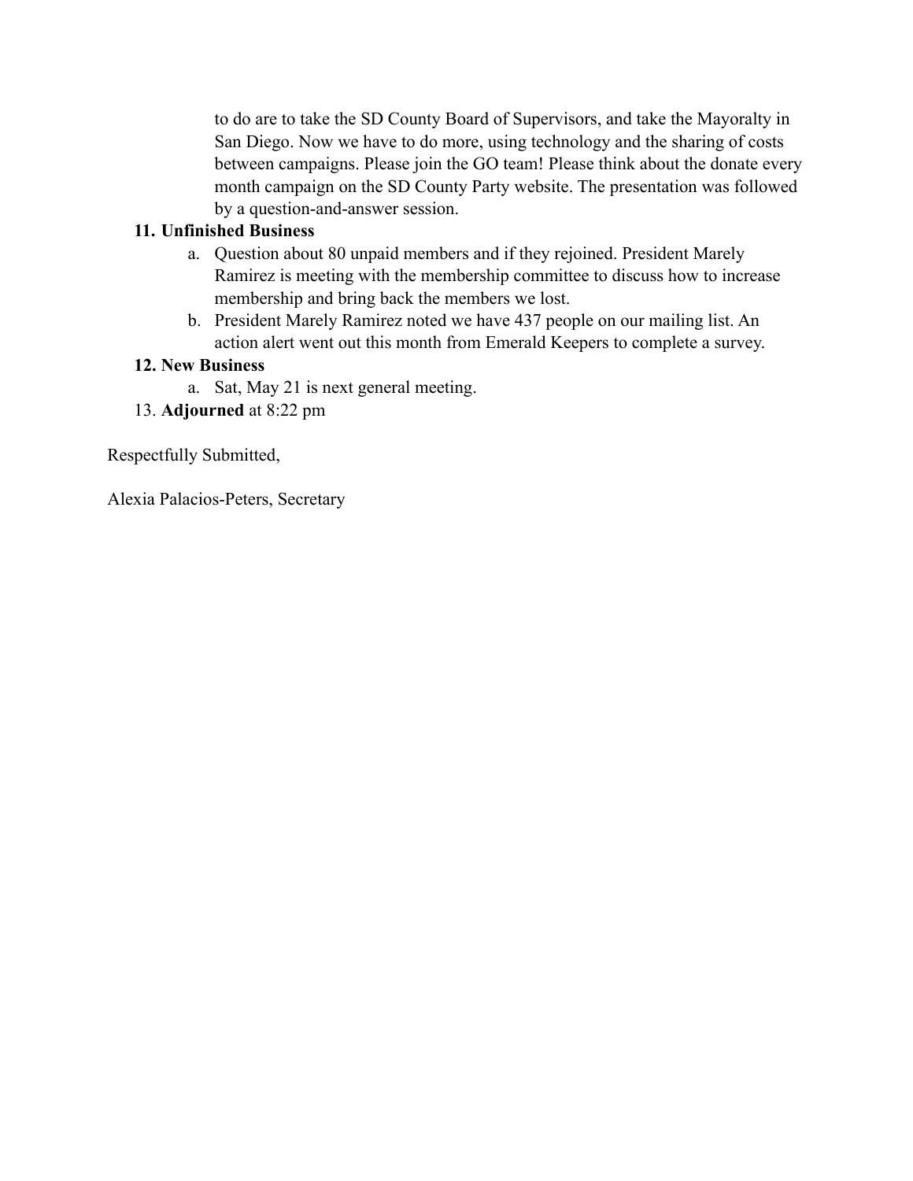to do are to take the SD County Board of Supervisors, and take the Mayoralty in San Diego. Now we have to do more, using technology and the sharing of costs between campaigns. Please join the GO team! Please think about the donate every month campaign on the SD County Party website. The presentation was followed by a question-and-answer session.

11. **Unfinished Business**
    a. Question about 80 unpaid members and if they rejoined. President Marely Ramirez is meeting with the membership committee to discuss how to increase membership and bring back the members we lost.
    b. President Marely Ramirez noted we have 437 people on our mailing list. An action alert went out this month from Emerald Keepers to complete a survey.
12. **New Business**
    a. Sat, May 21 is next general meeting.
13. **Adjourned** at 8:22 pm

Respectfully Submitted,

Alexia Palacios-Peters, Secretary